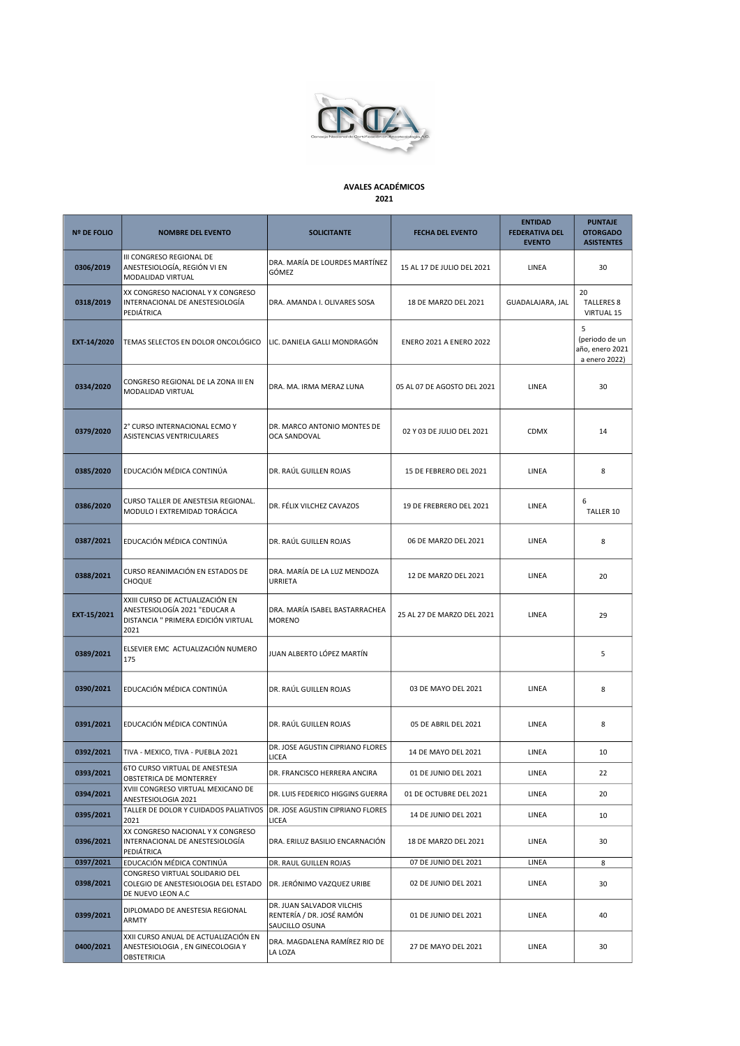**AVALES ACADÉMICOS**
**2021**

| Nº DE FOLIO | NOMBRE DEL EVENTO | SOLICITANTE | FECHA DEL EVENTO | ENTIDAD FEDERATIVA DEL EVENTO | PUNTAJE OTORGADO ASISTENTES |
|---|---|---|---|---|---|
| 0306/2019 | III CONGRESO REGIONAL DE ANESTESIOLOGÍA, REGIÓN VI EN MODALIDAD VIRTUAL | DRA. MARÍA DE LOURDES MARTÍNEZ GÓMEZ | 15 AL 17 DE JULIO DEL 2021 | LINEA | 30 |
| 0318/2019 | XX CONGRESO NACIONAL Y X CONGRESO INTERNACIONAL DE ANESTESIOLOGÍA PEDIÁTRICA | DRA. AMANDA I. OLIVARES SOSA | 18 DE MARZO DEL 2021 | GUADALAJARA, JAL | 20 TALLERES 8 VIRTUAL 15 |
| EXT-14/2020 | TEMAS SELECTOS EN DOLOR ONCOLÓGICO | LIC. DANIELA GALLI MONDRAGÓN | ENERO 2021 A ENERO 2022 | | 5 (periodo de un año, enero 2021 a enero 2022) |
| 0334/2020 | CONGRESO REGIONAL DE LA ZONA III EN MODALIDAD VIRTUAL | DRA. MA. IRMA MERAZ LUNA | 05 AL 07 DE AGOSTO DEL 2021 | LINEA | 30 |
| 0379/2020 | 2° CURSO INTERNACIONAL ECMO Y ASISTENCIAS VENTRICULARES | DR. MARCO ANTONIO MONTES DE OCA SANDOVAL | 02 Y 03 DE JULIO DEL 2021 | CDMX | 14 |
| 0385/2020 | EDUCACIÓN MÉDICA CONTINÚA | DR. RAÚL GUILLEN ROJAS | 15 DE FEBRERO DEL 2021 | LINEA | 8 |
| 0386/2020 | CURSO TALLER DE ANESTESIA REGIONAL. MODULO I EXTREMIDAD TORÁCICA | DR. FÉLIX VILCHEZ CAVAZOS | 19 DE FREBRERO DEL 2021 | LINEA | 6 TALLER 10 |
| 0387/2021 | EDUCACIÓN MÉDICA CONTINÚA | DR. RAÚL GUILLEN ROJAS | 06 DE MARZO DEL 2021 | LINEA | 8 |
| 0388/2021 | CURSO REANIMACIÓN EN ESTADOS DE CHOQUE | DRA. MARÍA DE LA LUZ MENDOZA URRIETA | 12 DE MARZO DEL 2021 | LINEA | 20 |
| EXT-15/2021 | XXIII CURSO DE ACTUALIZACIÓN EN ANESTESIOLOGÍA 2021 "EDUCAR A DISTANCIA " PRIMERA EDICIÓN VIRTUAL 2021 | DRA. MARÍA ISABEL BASTARRACHEA MORENO | 25 AL 27 DE MARZO DEL 2021 | LINEA | 29 |
| 0389/2021 | ELSEVIER EMC ACTUALIZACIÓN NUMERO 175 | JUAN ALBERTO LÓPEZ MARTÍN | | | 5 |
| 0390/2021 | EDUCACIÓN MÉDICA CONTINÚA | DR. RAÚL GUILLEN ROJAS | 03 DE MAYO DEL 2021 | LINEA | 8 |
| 0391/2021 | EDUCACIÓN MÉDICA CONTINÚA | DR. RAÚL GUILLEN ROJAS | 05 DE ABRIL DEL 2021 | LINEA | 8 |
| 0392/2021 | TIVA - MEXICO, TIVA - PUEBLA 2021 | DR. JOSE AGUSTIN CIPRIANO FLORES LICEA | 14 DE MAYO DEL 2021 | LINEA | 10 |
| 0393/2021 | 6TO CURSO VIRTUAL DE ANESTESIA OBSTETRICA DE MONTERREY | DR. FRANCISCO HERRERA ANCIRA | 01 DE JUNIO DEL 2021 | LINEA | 22 |
| 0394/2021 | XVIII CONGRESO VIRTUAL MEXICANO DE ANESTESIOLOGIA 2021 | DR. LUIS FEDERICO HIGGINS GUERRA | 01 DE OCTUBRE DEL 2021 | LINEA | 20 |
| 0395/2021 | TALLER DE DOLOR Y CUIDADOS PALIATIVOS 2021 | DR. JOSE AGUSTIN CIPRIANO FLORES LICEA | 14 DE JUNIO DEL 2021 | LINEA | 10 |
| 0396/2021 | XX CONGRESO NACIONAL Y X CONGRESO INTERNACIONAL DE ANESTESIOLOGÍA PEDIÁTRICA | DRA. ERILUZ BASILIO ENCARNACIÓN | 18 DE MARZO DEL 2021 | LINEA | 30 |
| 0397/2021 | EDUCACIÓN MÉDICA CONTINÚA | DR. RAUL GUILLEN ROJAS | 07 DE JUNIO DEL 2021 | LINEA | 8 |
| 0398/2021 | CONGRESO VIRTUAL SOLIDARIO DEL COLEGIO DE ANESTESIOLOGIA DEL ESTADO DE NUEVO LEON A.C | DR. JERÓNIMO VAZQUEZ URIBE | 02 DE JUNIO DEL 2021 | LINEA | 30 |
| 0399/2021 | DIPLOMADO DE ANESTESIA REGIONAL ARMTY | DR. JUAN SALVADOR VILCHIS RENTERÍA / DR. JOSÉ RAMÓN SAUCILLO OSUNA | 01 DE JUNIO DEL 2021 | LINEA | 40 |
| 0400/2021 | XXII CURSO ANUAL DE ACTUALIZACIÓN EN ANESTESIOLOGIA , EN GINECOLOGIA Y OBSTETRICIA | DRA. MAGDALENA RAMÍREZ RIO DE LA LOZA | 27 DE MAYO DEL 2021 | LINEA | 30 |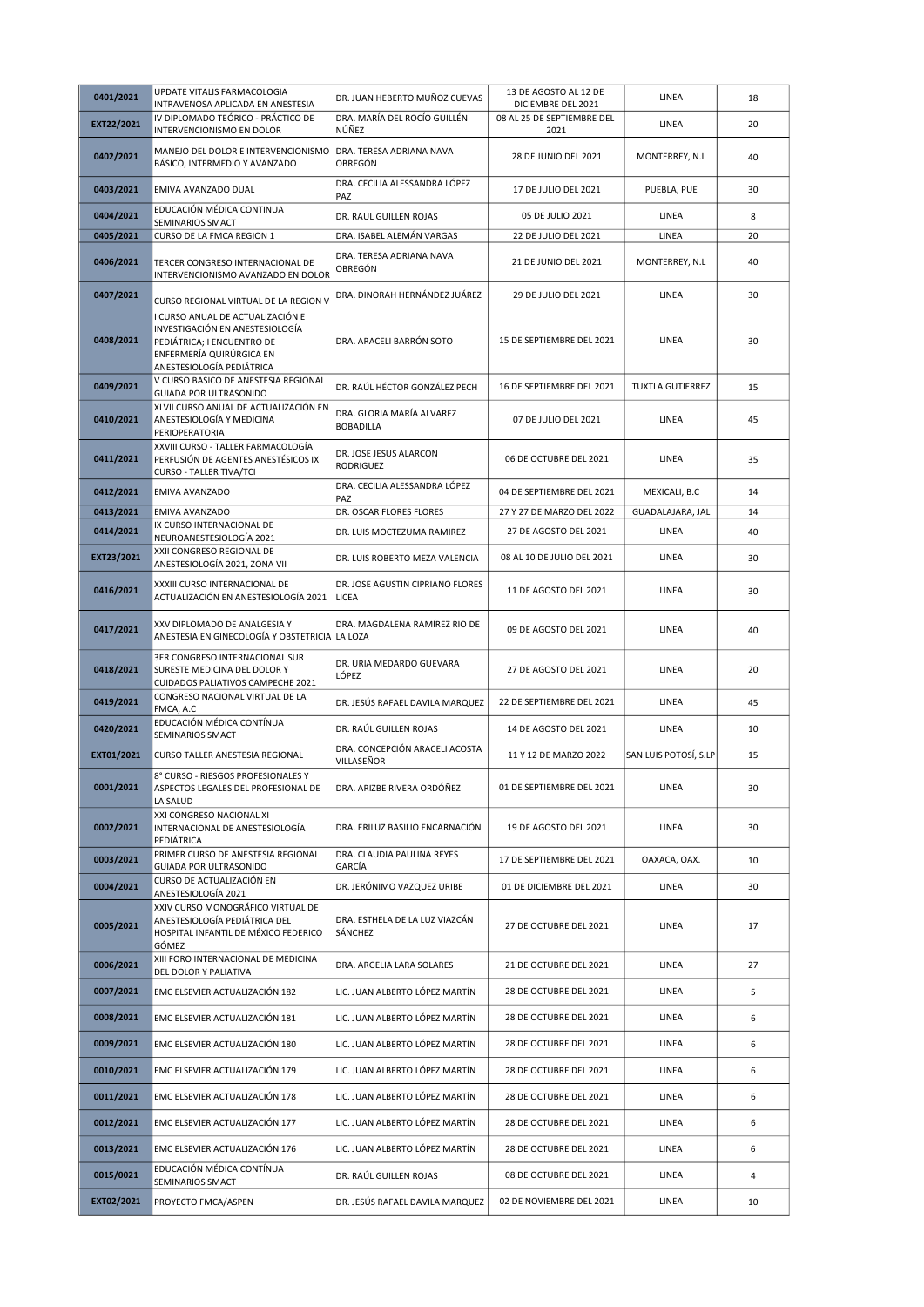| | | | | | |
|---|---|---|---|---|---|
| 0401/2021 | UPDATE VITALIS FARMACOLOGIA INTRAVENOSA APLICADA EN ANESTESIA | DR. JUAN HEBERTO MUÑOZ CUEVAS | 13 DE AGOSTO AL 12 DE DICIEMBRE DEL 2021 | LINEA | 18 |
| EXT22/2021 | IV DIPLOMADO TEÓRICO - PRÁCTICO DE INTERVENCIONISMO EN DOLOR | DRA. MARÍA DEL ROCÍO GUILLÉN NÚÑEZ | 08 AL 25 DE SEPTIEMBRE DEL 2021 | LINEA | 20 |
| 0402/2021 | MANEJO DEL DOLOR E INTERVENCIONISMO BÁSICO, INTERMEDIO Y AVANZADO | DRA. TERESA ADRIANA NAVA OBREGÓN | 28 DE JUNIO DEL 2021 | MONTERREY, N.L | 40 |
| 0403/2021 | EMIVA AVANZADO DUAL | DRA. CECILIA ALESSANDRA LÓPEZ PAZ | 17 DE JULIO DEL 2021 | PUEBLA, PUE | 30 |
| 0404/2021 | EDUCACIÓN MÉDICA CONTINUA SEMINARIOS SMACT | DR. RAUL GUILLEN ROJAS | 05 DE JULIO 2021 | LINEA | 8 |
| 0405/2021 | CURSO DE LA FMCA REGION 1 | DRA. ISABEL ALEMÁN VARGAS | 22 DE JULIO DEL 2021 | LINEA | 20 |
| 0406/2021 | TERCER CONGRESO INTERNACIONAL DE INTERVENCIONISMO AVANZADO EN DOLOR | DRA. TERESA ADRIANA NAVA OBREGÓN | 21 DE JUNIO DEL 2021 | MONTERREY, N.L | 40 |
| 0407/2021 | CURSO REGIONAL VIRTUAL DE LA REGION V | DRA. DINORAH HERNÁNDEZ JUÁREZ | 29 DE JULIO DEL 2021 | LINEA | 30 |
| 0408/2021 | I CURSO ANUAL DE ACTUALIZACIÓN E INVESTIGACIÓN EN ANESTESIOLOGÍA PEDIÁTRICA; I ENCUENTRO DE ENFERMERÍA QUIRÚRGICA EN ANESTESIOLOGÍA PEDIÁTRICA | DRA. ARACELI BARRÓN SOTO | 15 DE SEPTIEMBRE DEL 2021 | LINEA | 30 |
| 0409/2021 | V CURSO BASICO DE ANESTESIA REGIONAL GUIADA POR ULTRASONIDO | DR. RAÚL HÉCTOR GONZÁLEZ PECH | 16 DE SEPTIEMBRE DEL 2021 | TUXTLA GUTIERREZ | 15 |
| 0410/2021 | XLVII CURSO ANUAL DE ACTUALIZACIÓN EN ANESTESIOLOGÍA Y MEDICINA PERIOPERATORIA | DRA. GLORIA MARÍA ALVAREZ BOBADILLA | 07 DE JULIO DEL 2021 | LINEA | 45 |
| 0411/2021 | XXVIII CURSO - TALLER FARMACOLOGÍA PERFUSIÓN DE AGENTES ANESTÉSICOS IX CURSO - TALLER TIVA/TCI | DR. JOSE JESUS ALARCON RODRIGUEZ | 06 DE OCTUBRE DEL 2021 | LINEA | 35 |
| 0412/2021 | EMIVA AVANZADO | DRA. CECILIA ALESSANDRA LÓPEZ PAZ | 04 DE SEPTIEMBRE DEL 2021 | MEXICALI, B.C | 14 |
| 0413/2021 | EMIVA AVANZADO | DR. OSCAR FLORES FLORES | 27 Y 27 DE MARZO DEL 2022 | GUADALAJARA, JAL | 14 |
| 0414/2021 | IX CURSO INTERNACIONAL DE NEUROANESTESIOLOGÍA 2021 | DR. LUIS MOCTEZUMA RAMIREZ | 27 DE AGOSTO DEL 2021 | LINEA | 40 |
| EXT23/2021 | XXII CONGRESO REGIONAL DE ANESTESIOLOGÍA 2021, ZONA VII | DR. LUIS ROBERTO MEZA VALENCIA | 08 AL 10 DE JULIO DEL 2021 | LINEA | 30 |
| 0416/2021 | XXXIII CURSO INTERNACIONAL DE ACTUALIZACIÓN EN ANESTESIOLOGÍA 2021 | DR. JOSE AGUSTIN CIPRIANO FLORES LICEA | 11 DE AGOSTO DEL 2021 | LINEA | 30 |
| 0417/2021 | XXV DIPLOMADO DE ANALGESIA Y ANESTESIA EN GINECOLOGÍA Y OBSTETRICIA | DRA. MAGDALENA RAMÍREZ RIO DE LA LOZA | 09 DE AGOSTO DEL 2021 | LINEA | 40 |
| 0418/2021 | 3ER CONGRESO INTERNACIONAL SUR SURESTE MEDICINA DEL DOLOR Y CUIDADOS PALIATIVOS CAMPECHE 2021 | DR. URIA MEDARDO GUEVARA LÓPEZ | 27 DE AGOSTO DEL 2021 | LINEA | 20 |
| 0419/2021 | CONGRESO NACIONAL VIRTUAL DE LA FMCA, A.C | DR. JESÚS RAFAEL DAVILA MARQUEZ | 22 DE SEPTIEMBRE DEL 2021 | LINEA | 45 |
| 0420/2021 | EDUCACIÓN MÉDICA CONTÍNUA SEMINARIOS SMACT | DR. RAÚL GUILLEN ROJAS | 14 DE AGOSTO DEL 2021 | LINEA | 10 |
| EXT01/2021 | CURSO TALLER ANESTESIA REGIONAL | DRA. CONCEPCIÓN ARACELI ACOSTA VILLASEÑOR | 11 Y 12 DE MARZO 2022 | SAN LUIS POTOSÍ, S.LP | 15 |
| 0001/2021 | 8° CURSO - RIESGOS PROFESIONALES Y ASPECTOS LEGALES DEL PROFESIONAL DE LA SALUD | DRA. ARIZBE RIVERA ORDÓÑEZ | 01 DE SEPTIEMBRE DEL 2021 | LINEA | 30 |
| 0002/2021 | XXI CONGRESO NACIONAL XI INTERNACIONAL DE ANESTESIOLOGÍA PEDIÁTRICA | DRA. ERILUZ BASILIO ENCARNACIÓN | 19 DE AGOSTO DEL 2021 | LINEA | 30 |
| 0003/2021 | PRIMER CURSO DE ANESTESIA REGIONAL GUIADA POR ULTRASONIDO | DRA. CLAUDIA PAULINA REYES GARCÍA | 17 DE SEPTIEMBRE DEL 2021 | OAXACA, OAX. | 10 |
| 0004/2021 | CURSO DE ACTUALIZACIÓN EN ANESTESIOLOGÍA 2021 | DR. JERÓNIMO VAZQUEZ URIBE | 01 DE DICIEMBRE DEL 2021 | LINEA | 30 |
| 0005/2021 | XXIV CURSO MONOGRÁFICO VIRTUAL DE ANESTESIOLOGÍA PEDIÁTRICA DEL HOSPITAL INFANTIL DE MÉXICO FEDERICO GÓMEZ | DRA. ESTHELA DE LA LUZ VIAZCÁN SÁNCHEZ | 27 DE OCTUBRE DEL 2021 | LINEA | 17 |
| 0006/2021 | XIII FORO INTERNACIONAL DE MEDICINA DEL DOLOR Y PALIATIVA | DRA. ARGELIA LARA SOLARES | 21 DE OCTUBRE DEL 2021 | LINEA | 27 |
| 0007/2021 | EMC ELSEVIER ACTUALIZACIÓN 182 | LIC. JUAN ALBERTO LÓPEZ MARTÍN | 28 DE OCTUBRE DEL 2021 | LINEA | 5 |
| 0008/2021 | EMC ELSEVIER ACTUALIZACIÓN 181 | LIC. JUAN ALBERTO LÓPEZ MARTÍN | 28 DE OCTUBRE DEL 2021 | LINEA | 6 |
| 0009/2021 | EMC ELSEVIER ACTUALIZACIÓN 180 | LIC. JUAN ALBERTO LÓPEZ MARTÍN | 28 DE OCTUBRE DEL 2021 | LINEA | 6 |
| 0010/2021 | EMC ELSEVIER ACTUALIZACIÓN 179 | LIC. JUAN ALBERTO LÓPEZ MARTÍN | 28 DE OCTUBRE DEL 2021 | LINEA | 6 |
| 0011/2021 | EMC ELSEVIER ACTUALIZACIÓN 178 | LIC. JUAN ALBERTO LÓPEZ MARTÍN | 28 DE OCTUBRE DEL 2021 | LINEA | 6 |
| 0012/2021 | EMC ELSEVIER ACTUALIZACIÓN 177 | LIC. JUAN ALBERTO LÓPEZ MARTÍN | 28 DE OCTUBRE DEL 2021 | LINEA | 6 |
| 0013/2021 | EMC ELSEVIER ACTUALIZACIÓN 176 | LIC. JUAN ALBERTO LÓPEZ MARTÍN | 28 DE OCTUBRE DEL 2021 | LINEA | 6 |
| 0015/0021 | EDUCACIÓN MÉDICA CONTÍNUA SEMINARIOS SMACT | DR. RAÚL GUILLEN ROJAS | 08 DE OCTUBRE DEL 2021 | LINEA | 4 |
| EXT02/2021 | PROYECTO FMCA/ASPEN | DR. JESÚS RAFAEL DAVILA MARQUEZ | 02 DE NOVIEMBRE DEL 2021 | LINEA | 10 |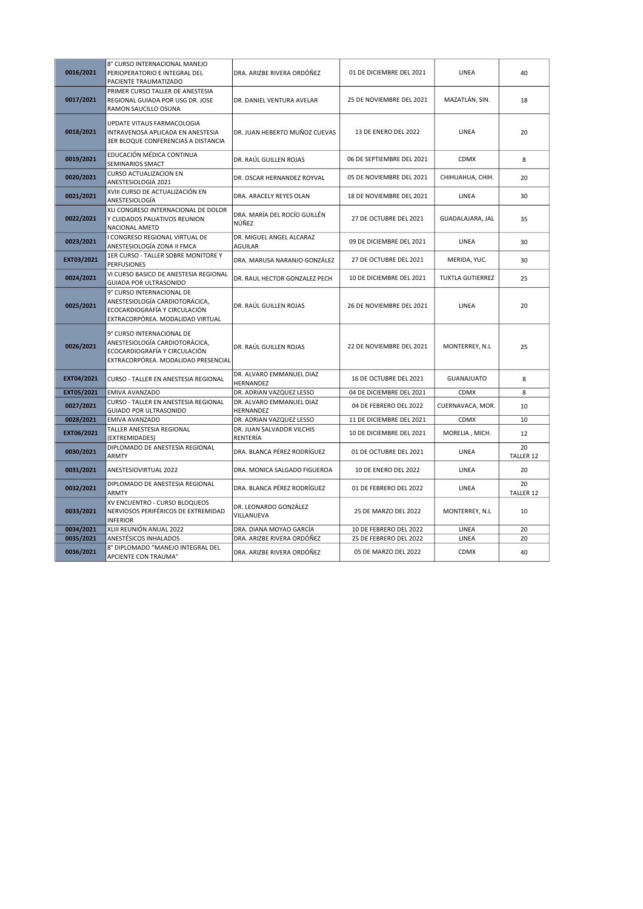| | | | | | |
|---|---|---|---|---|---|
| **0016/2021** | 8° CURSO INTERNACIONAL MANEJO PERIOPERATORIO E INTEGRAL DEL PACIENTE TRAUMATIZADO | DRA. ARIZBE RIVERA ORDÓÑEZ | 01 DE DICIEMBRE DEL 2021 | LINEA | 40 |
| **0017/2021** | PRIMER CURSO TALLER DE ANESTESIA REGIONAL GUIADA POR USG DR. JOSE RAMON SAUCILLO OSUNA | DR. DANIEL VENTURA AVELAR | 25 DE NOVIEMBRE DEL 2021 | MAZATLÁN, SIN. | 18 |
| **0018/2021** | UPDATE VITALIS FARMACOLOGIA INTRAVENOSA APLICADA EN ANESTESIA 3ER BLOQUE CONFERENCIAS A DISTANCIA | DR. JUAN HEBERTO MUÑOZ CUEVAS | 13 DE ENERO DEL 2022 | LINEA | 20 |
| **0019/2021** | EDUCACIÓN MÉDICA CONTINUA SEMINARIOS SMACT | DR. RAÚL GUILLEN ROJAS | 06 DE SEPTIEMBRE DEL 2021 | CDMX | 8 |
| **0020/2021** | CURSO ACTUALIZACION EN ANESTESIOLOGIA 2021 | DR. OSCAR HERNANDEZ ROYVAL | 05 DE NOVIEMBRE DEL 2021 | CHIHUAHUA, CHIH. | 20 |
| **0021/2021** | XVIII CURSO DE ACTUALIZACIÓN EN ANESTESIOLOGÍA | DRA. ARACELY REYES OLAN | 18 DE NOVIEMBRE DEL 2021 | LINEA | 30 |
| **0022/2021** | XLI CONGRESO INTERNACIONAL DE DOLOR Y CUIDADOS PALIATIVOS REUNION NACIONAL AMETD | DRA. MARÍA DEL ROCÍO GUILLÉN NÚÑEZ | 27 DE OCTUBRE DEL 2021 | GUADALAJARA, JAL | 35 |
| **0023/2021** | I CONGRESO REGIONAL VIRTUAL DE ANESTESIOLOGÍA ZONA II FMCA | DR. MIGUEL ANGEL ALCARAZ AGUILAR | 09 DE DICIEMBRE DEL 2021 | LINEA | 30 |
| **EXT03/2021** | 1ER CURSO - TALLER SOBRE MONITORE Y PERFUSIONES | DRA. MARUSA NARANJO GONZÁLEZ | 27 DE OCTUBRE DEL 2021 | MERIDA, YUC. | 30 |
| **0024/2021** | VI CURSO BASICO DE ANESTESIA REGIONAL GUIADA POR ULTRASONIDO | DR. RAUL HECTOR GONZALEZ PECH | 10 DE DICIEMBRE DEL 2021 | TUXTLA GUTIERREZ | 25 |
| **0025/2021** | 9° CURSO INTERNACIONAL DE ANESTESIOLOGÍA CARDIOTORÁCICA, ECOCARDIOGRAFÍA Y CIRCULACIÓN EXTRACORPÓREA. MODALIDAD VIRTUAL | DR. RAÚL GUILLEN ROJAS | 26 DE NOVIEMBRE DEL 2021 | LINEA | 20 |
| **0026/2021** | 9° CURSO INTERNACIONAL DE ANESTESIOLOGÍA CARDIOTORÁCICA, ECOCARDIOGRAFÍA Y CIRCULACIÓN EXTRACORPÓREA. MODALIDAD PRESENCIAL | DR. RAÚL GUILLEN ROJAS | 22 DE NOVIEMBRE DEL 2021 | MONTERREY, N.L | 25 |
| **EXT04/2021** | CURSO - TALLER EN ANESTESIA REGIONAL | DR. ALVARO EMMANUEL DIAZ HERNANDEZ | 16 DE OCTUBRE DEL 2021 | GUANAJUATO | 8 |
| **EXT05/2021** | EMIVA AVANZADO | DR. ADRIAN VAZQUEZ LESSO | 04 DE DICIEMBRE DEL 2021 | CDMX | 8 |
| **0027/2021** | CURSO - TALLER EN ANESTESIA REGIONAL GUIADO POR ULTRASONIDO | DR. ALVARO EMMANUEL DIAZ HERNANDEZ | 04 DE FEBRERO DEL 2022 | CUERNAVACA, MOR. | 10 |
| **0028/2021** | EMIVA AVANZADO | DR. ADRIAN VAZQUEZ LESSO | 11 DE DICIEMBRE DEL 2021 | CDMX | 10 |
| **EXT06/2021** | TALLER ANESTESIA REGIONAL (EXTREMIDADES) | DR. JUAN SALVADOR VILCHIS RENTERÍA | 10 DE DICIEMBRE DEL 2021 | MORELIA , MICH. | 12 |
| **0030/2021** | DIPLOMADO DE ANESTESIA REGIONAL ARMTY | DRA. BLANCA PÉREZ RODRÍGUEZ | 01 DE OCTUBRE DEL 2021 | LINEA | 20 TALLER 12 |
| **0031/2021** | ANESTESIOVIRTUAL 2022 | DRA. MONICA SALGADO FIGUEROA | 10 DE ENERO DEL 2022 | LINEA | 20 |
| **0032/2021** | DIPLOMADO DE ANESTESIA REGIONAL ARMTY | DRA. BLANCA PÉREZ RODRÍGUEZ | 01 DE FEBRERO DEL 2022 | LINEA | 20 TALLER 12 |
| **0033/2021** | XV ENCUENTRO - CURSO BLOQUEOS NERVIOSOS PERIFÉRICOS DE EXTREMIDAD INFERIOR | DR. LEONARDO GONZÁLEZ VILLANUEVA | 25 DE MARZO DEL 2022 | MONTERREY, N.L | 10 |
| **0034/2021** | XLIII REUNIÓN ANUAL 2022 | DRA. DIANA MOYAO GARCÍA | 10 DE FEBRERO DEL 2022 | LINEA | 20 |
| **0035/2021** | ANESTÉSICOS INHALADOS | DRA. ARIZBE RIVERA ORDÓÑEZ | 25 DE FEBRERO DEL 2022 | LINEA | 20 |
| **0036/2021** | 8° DIPLOMADO "MANEJO INTEGRAL DEL APCIENTE CON TRAUMA" | DRA. ARIZBE RIVERA ORDÓÑEZ | 05 DE MARZO DEL 2022 | CDMX | 40 |